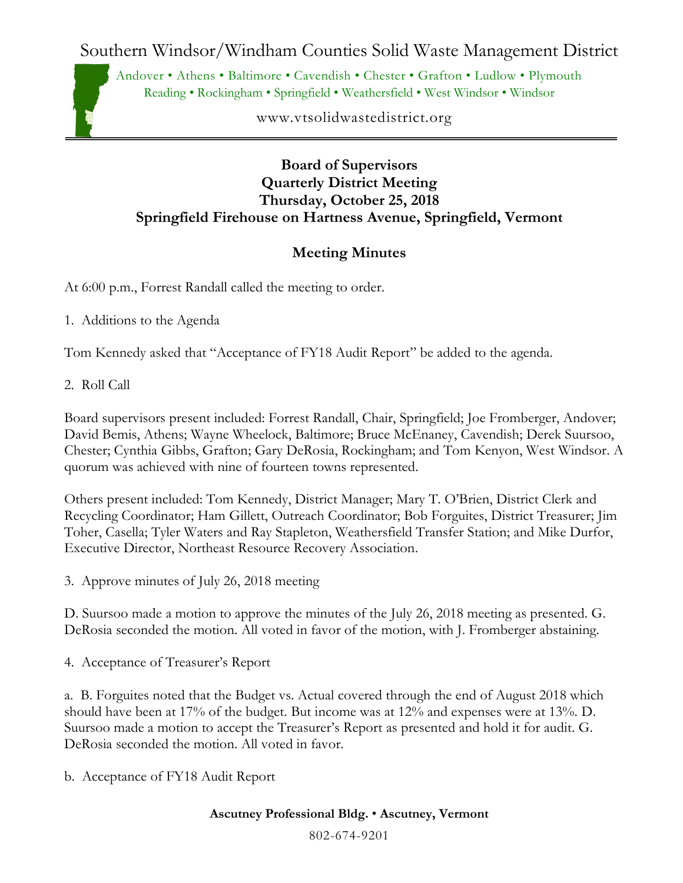# Southern Windsor/Windham Counties Solid Waste Management District

Andover • Athens • Baltimore • Cavendish • Chester • Grafton • Ludlow • Plymouth
Reading • Rockingham • Springfield • Weathersfield • West Windsor • Windsor

www.vtsolidwastedistrict.org

## Board of Supervisors
## Quarterly District Meeting
## Thursday, October 25, 2018
## Springfield Firehouse on Hartness Avenue, Springfield, Vermont

## Meeting Minutes

At 6:00 p.m., Forrest Randall called the meeting to order.

1. Additions to the Agenda

Tom Kennedy asked that "Acceptance of FY18 Audit Report" be added to the agenda.

2. Roll Call

Board supervisors present included: Forrest Randall, Chair, Springfield; Joe Fromberger, Andover; David Bemis, Athens; Wayne Wheelock, Baltimore; Bruce McEnaney, Cavendish; Derek Suursoo, Chester; Cynthia Gibbs, Grafton; Gary DeRosia, Rockingham; and Tom Kenyon, West Windsor. A quorum was achieved with nine of fourteen towns represented.

Others present included: Tom Kennedy, District Manager; Mary T. O'Brien, District Clerk and Recycling Coordinator; Ham Gillett, Outreach Coordinator; Bob Forguites, District Treasurer; Jim Toher, Casella; Tyler Waters and Ray Stapleton, Weathersfield Transfer Station; and Mike Durfor, Executive Director, Northeast Resource Recovery Association.

3. Approve minutes of July 26, 2018 meeting

D. Suursoo made a motion to approve the minutes of the July 26, 2018 meeting as presented. G. DeRosia seconded the motion. All voted in favor of the motion, with J. Fromberger abstaining.

4. Acceptance of Treasurer's Report

a. B. Forguites noted that the Budget vs. Actual covered through the end of August 2018 which should have been at 17% of the budget. But income was at 12% and expenses were at 13%. D. Suursoo made a motion to accept the Treasurer's Report as presented and hold it for audit. G. DeRosia seconded the motion. All voted in favor.

b. Acceptance of FY18 Audit Report

**Ascutney Professional Bldg. • Ascutney, Vermont**

802-674-9201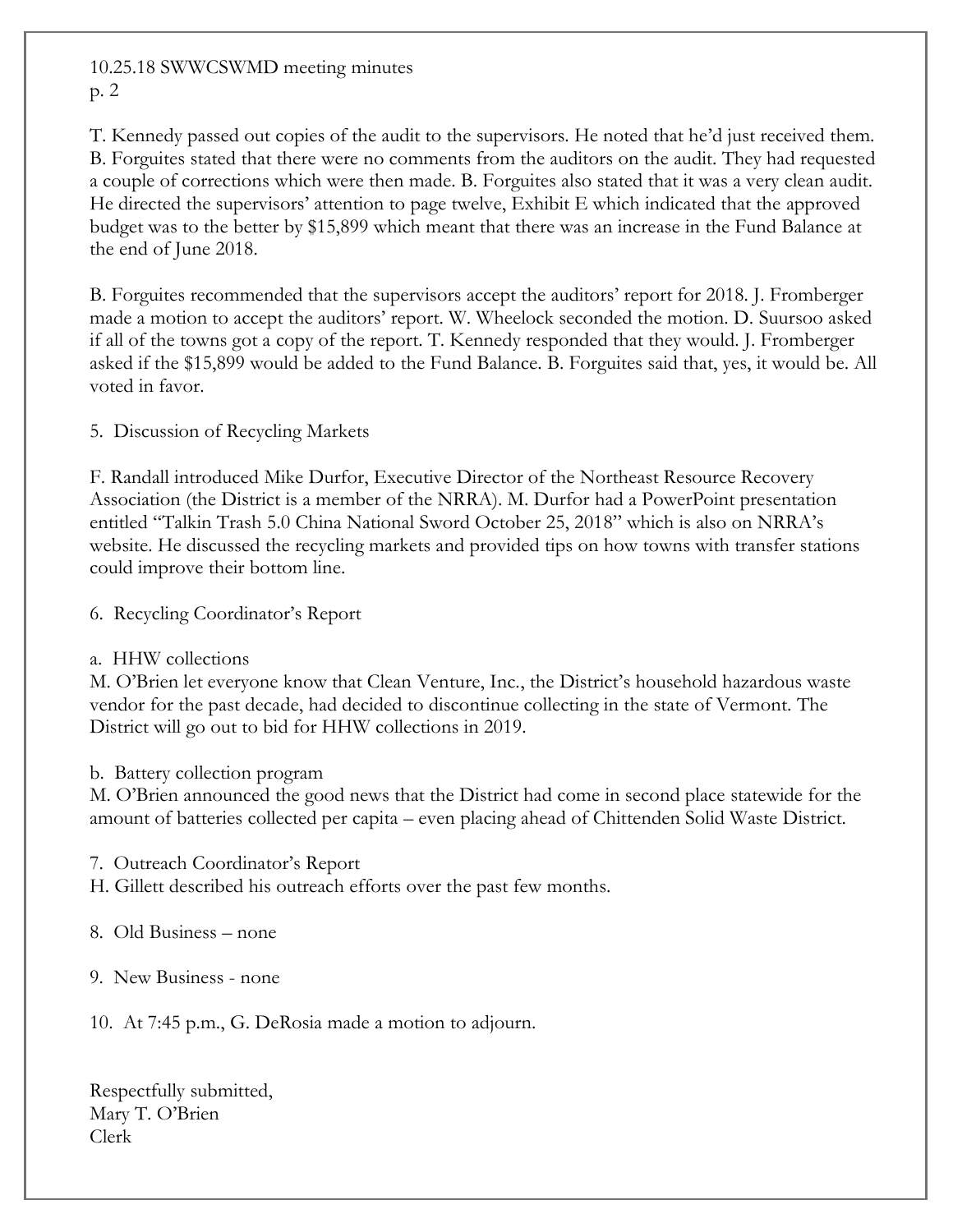T. Kennedy passed out copies of the audit to the supervisors. He noted that he'd just received them. B. Forguites stated that there were no comments from the auditors on the audit. They had requested a couple of corrections which were then made. B. Forguites also stated that it was a very clean audit. He directed the supervisors' attention to page twelve, Exhibit E which indicated that the approved budget was to the better by $15,899 which meant that there was an increase in the Fund Balance at the end of June 2018.

B. Forguites recommended that the supervisors accept the auditors' report for 2018. J. Fromberger made a motion to accept the auditors' report. W. Wheelock seconded the motion. D. Suursoo asked if all of the towns got a copy of the report. T. Kennedy responded that they would. J. Fromberger asked if the $15,899 would be added to the Fund Balance. B. Forguites said that, yes, it would be. All voted in favor.

5. Discussion of Recycling Markets

F. Randall introduced Mike Durfor, Executive Director of the Northeast Resource Recovery Association (the District is a member of the NRRA). M. Durfor had a PowerPoint presentation entitled "Talkin Trash 5.0 China National Sword October 25, 2018" which is also on NRRA's website. He discussed the recycling markets and provided tips on how towns with transfer stations could improve their bottom line.

6. Recycling Coordinator's Report

a. HHW collections
M. O'Brien let everyone know that Clean Venture, Inc., the District's household hazardous waste vendor for the past decade, had decided to discontinue collecting in the state of Vermont. The District will go out to bid for HHW collections in 2019.

b. Battery collection program
M. O'Brien announced the good news that the District had come in second place statewide for the amount of batteries collected per capita – even placing ahead of Chittenden Solid Waste District.

7. Outreach Coordinator's Report
H. Gillett described his outreach efforts over the past few months.

8. Old Business – none

9. New Business - none

10. At 7:45 p.m., G. DeRosia made a motion to adjourn.

Respectfully submitted,
Mary T. O'Brien
Clerk